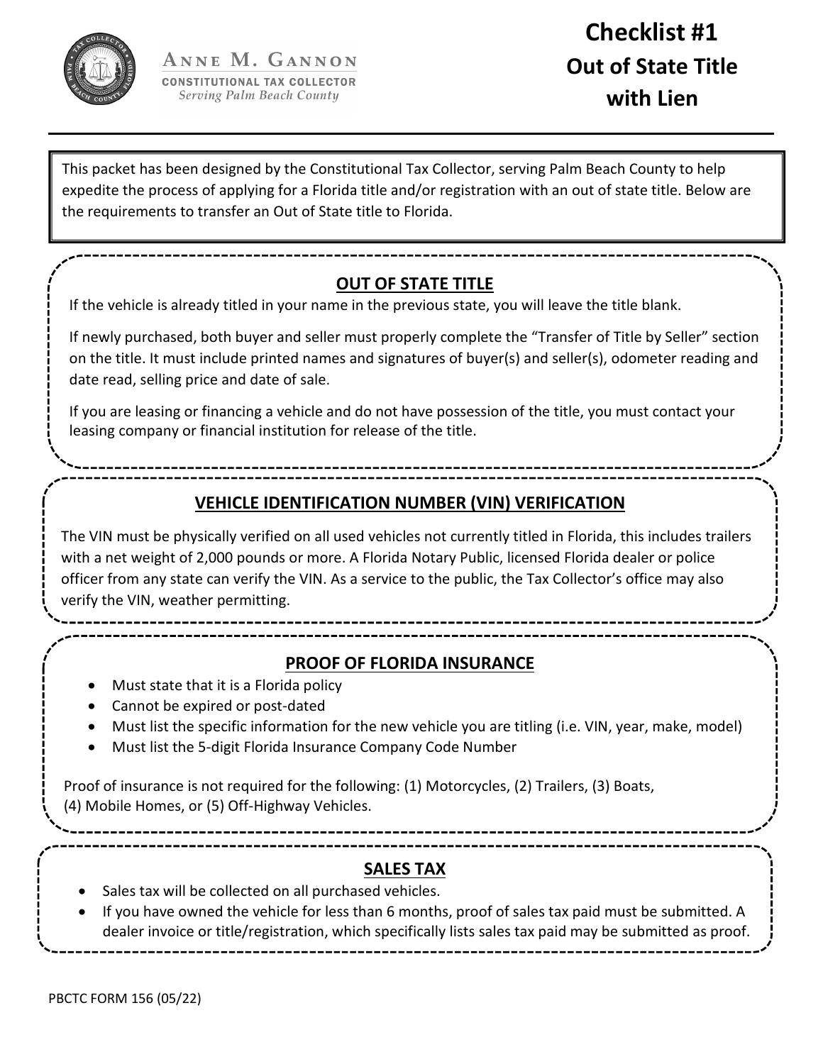ANNE M. GANNON
CONSTITUTIONAL TAX COLLECTOR
*Serving Palm Beach County*

# Checklist #1
# Out of State Title with Lien

This packet has been designed by the Constitutional Tax Collector, serving Palm Beach County to help expedite the process of applying for a Florida title and/or registration with an out of state title. Below are the requirements to transfer an Out of State title to Florida.

## OUT OF STATE TITLE

If the vehicle is already titled in your name in the previous state, you will leave the title blank.

If newly purchased, both buyer and seller must properly complete the "Transfer of Title by Seller" section on the title. It must include printed names and signatures of buyer(s) and seller(s), odometer reading and date read, selling price and date of sale.

If you are leasing or financing a vehicle and do not have possession of the title, you must contact your leasing company or financial institution for release of the title.

## VEHICLE IDENTIFICATION NUMBER (VIN) VERIFICATION

The VIN must be physically verified on all used vehicles not currently titled in Florida, this includes trailers with a net weight of 2,000 pounds or more. A Florida Notary Public, licensed Florida dealer or police officer from any state can verify the VIN. As a service to the public, the Tax Collector's office may also verify the VIN, weather permitting.

## PROOF OF FLORIDA INSURANCE

- Must state that it is a Florida policy
- Cannot be expired or post-dated
- Must list the specific information for the new vehicle you are titling (i.e. VIN, year, make, model)
- Must list the 5-digit Florida Insurance Company Code Number

Proof of insurance is not required for the following: (1) Motorcycles, (2) Trailers, (3) Boats, (4) Mobile Homes, or (5) Off-Highway Vehicles.

## SALES TAX

- Sales tax will be collected on all purchased vehicles.
- If you have owned the vehicle for less than 6 months, proof of sales tax paid must be submitted. A dealer invoice or title/registration, which specifically lists sales tax paid may be submitted as proof.

PBCTC FORM 156 (05/22)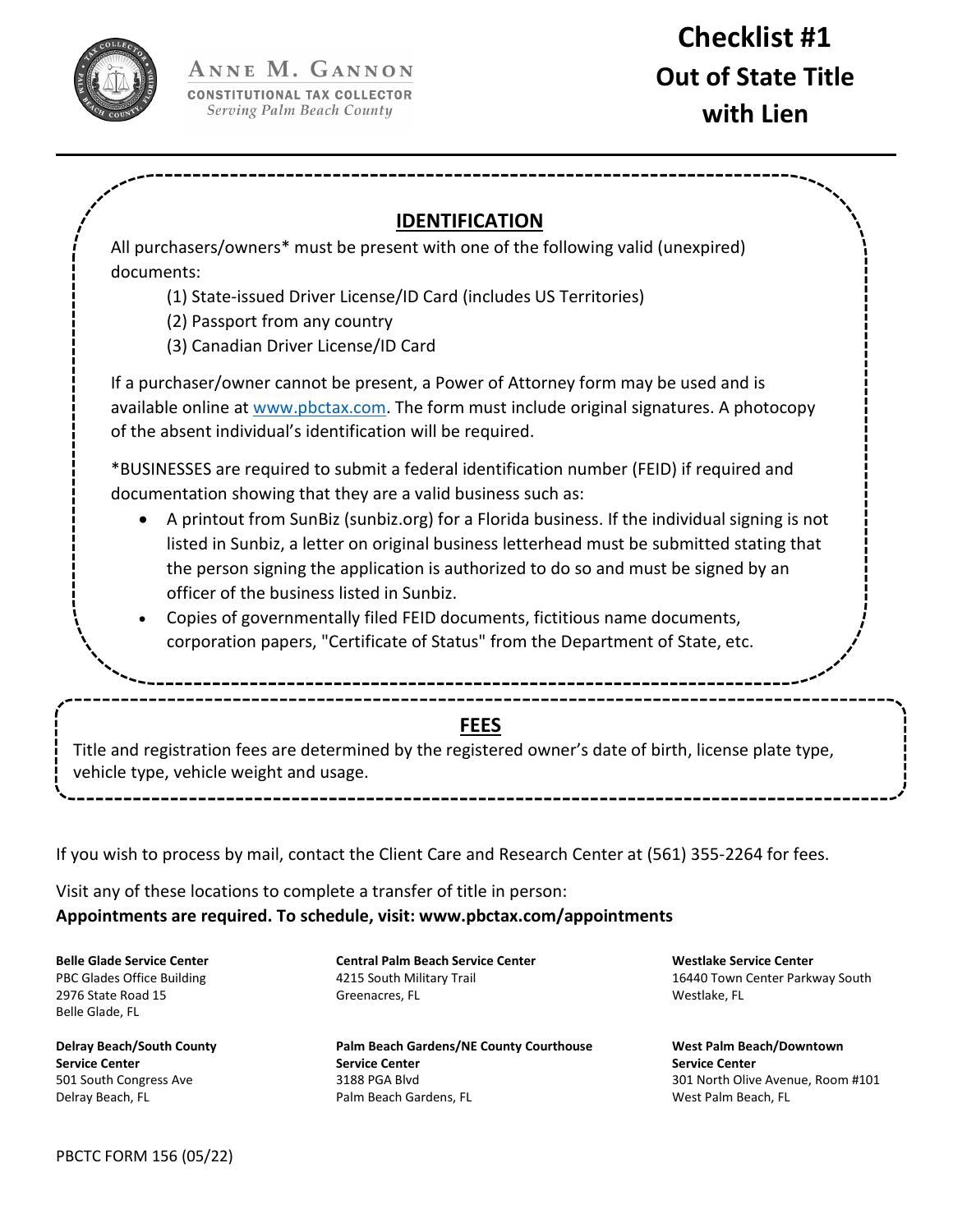ANNE M. GANNON
CONSTITUTIONAL TAX COLLECTOR
*Serving Palm Beach County*

# Checklist #1 Out of State Title with Lien

## IDENTIFICATION

All purchasers/owners* must be present with one of the following valid (unexpired) documents:

(1) State-issued Driver License/ID Card (includes US Territories)
(2) Passport from any country
(3) Canadian Driver License/ID Card

If a purchaser/owner cannot be present, a Power of Attorney form may be used and is available online at [www.pbctax.com](http://www.pbctax.com). The form must include original signatures. A photocopy of the absent individual's identification will be required.

*BUSINESSES are required to submit a federal identification number (FEID) if required and documentation showing that they are a valid business such as:

- A printout from SunBiz (sunbiz.org) for a Florida business. If the individual signing is not listed in Sunbiz, a letter on original business letterhead must be submitted stating that the person signing the application is authorized to do so and must be signed by an officer of the business listed in Sunbiz.
- Copies of governmentally filed FEID documents, fictitious name documents, corporation papers, "Certificate of Status" from the Department of State, etc.

## FEES

Title and registration fees are determined by the registered owner's date of birth, license plate type, vehicle type, vehicle weight and usage.

If you wish to process by mail, contact the Client Care and Research Center at (561) 355-2264 for fees.

Visit any of these locations to complete a transfer of title in person:
**Appointments are required. To schedule, visit: www.pbctax.com/appointments**

**Belle Glade Service Center**
PBC Glades Office Building
2976 State Road 15
Belle Glade, FL

**Central Palm Beach Service Center**
4215 South Military Trail
Greenacres, FL

**Westlake Service Center**
16440 Town Center Parkway South
Westlake, FL

**Delray Beach/South County Service Center**
501 South Congress Ave
Delray Beach, FL

**Palm Beach Gardens/NE County Courthouse Service Center**
3188 PGA Blvd
Palm Beach Gardens, FL

**West Palm Beach/Downtown Service Center**
301 North Olive Avenue, Room #101
West Palm Beach, FL

PBCTC FORM 156 (05/22)